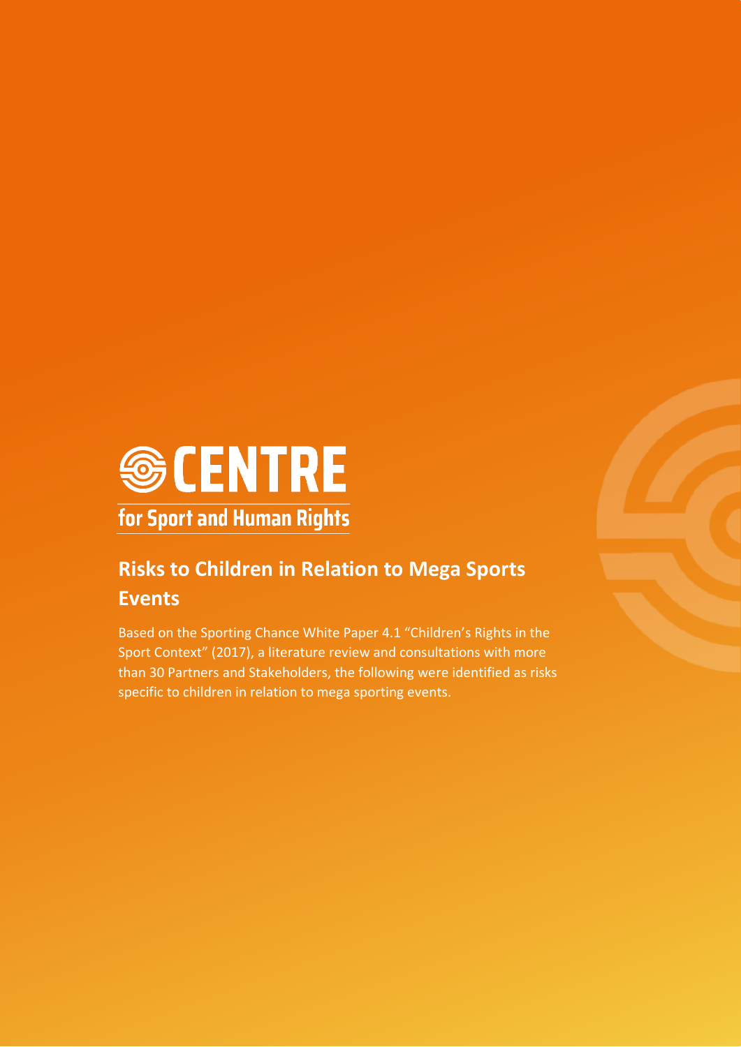# CENTRE for Sport and Human Rights

## Risks to Children in Relation to Mega Sports Events

Based on the Sporting Chance White Paper 4.1 "Children's Rights in the Sport Context" (2017), a literature review and consultations with more than 30 Partners and Stakeholders, the following were identified as risks specific to children in relation to mega sporting events.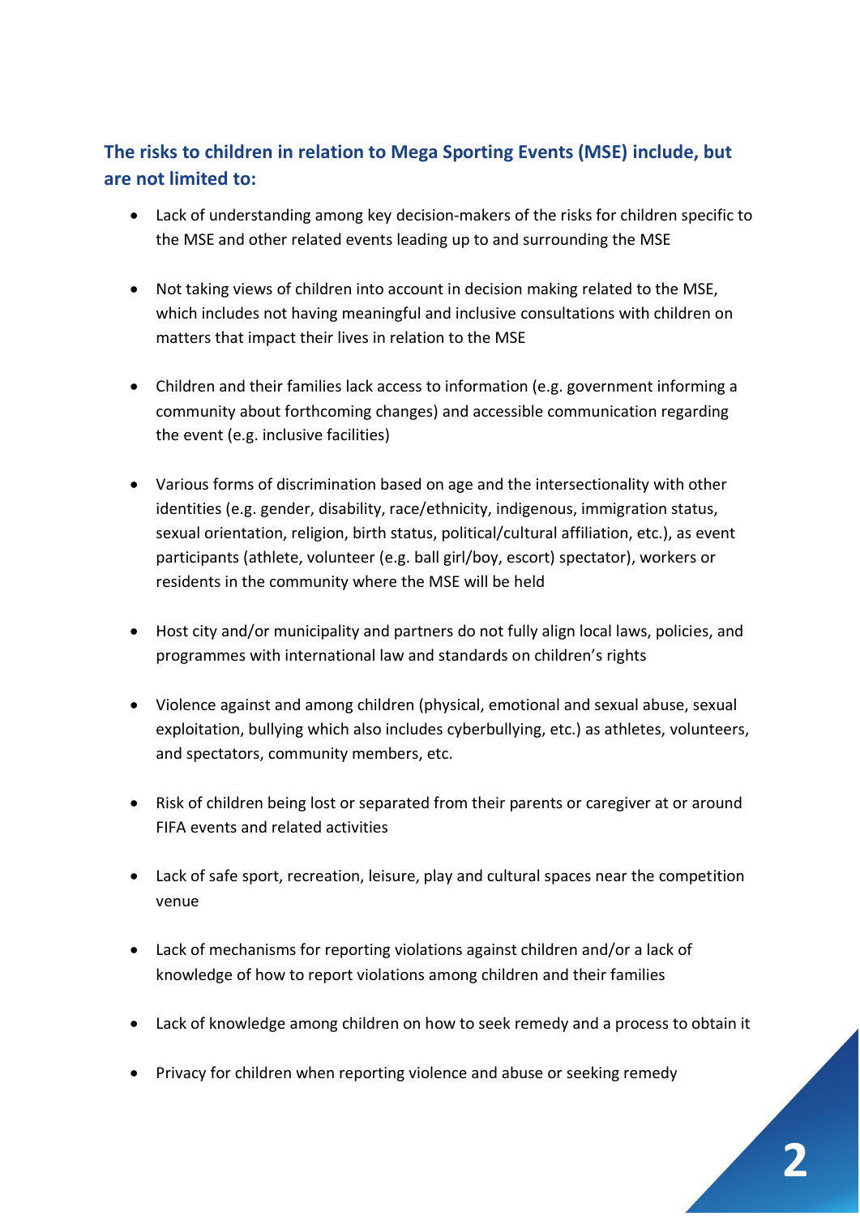### The risks to children in relation to Mega Sporting Events (MSE) include, but are not limited to:

- Lack of understanding among key decision-makers of the risks for children specific to the MSE and other related events leading up to and surrounding the MSE
- Not taking views of children into account in decision making related to the MSE, which includes not having meaningful and inclusive consultations with children on matters that impact their lives in relation to the MSE
- Children and their families lack access to information (e.g. government informing a community about forthcoming changes) and accessible communication regarding the event (e.g. inclusive facilities)
- Various forms of discrimination based on age and the intersectionality with other identities (e.g. gender, disability, race/ethnicity, indigenous, immigration status, sexual orientation, religion, birth status, political/cultural affiliation, etc.), as event participants (athlete, volunteer (e.g. ball girl/boy, escort) spectator), workers or residents in the community where the MSE will be held
- Host city and/or municipality and partners do not fully align local laws, policies, and programmes with international law and standards on children's rights
- Violence against and among children (physical, emotional and sexual abuse, sexual exploitation, bullying which also includes cyberbullying, etc.) as athletes, volunteers, and spectators, community members, etc.
- Risk of children being lost or separated from their parents or caregiver at or around FIFA events and related activities
- Lack of safe sport, recreation, leisure, play and cultural spaces near the competition venue
- Lack of mechanisms for reporting violations against children and/or a lack of knowledge of how to report violations among children and their families
- Lack of knowledge among children on how to seek remedy and a process to obtain it
- Privacy for children when reporting violence and abuse or seeking remedy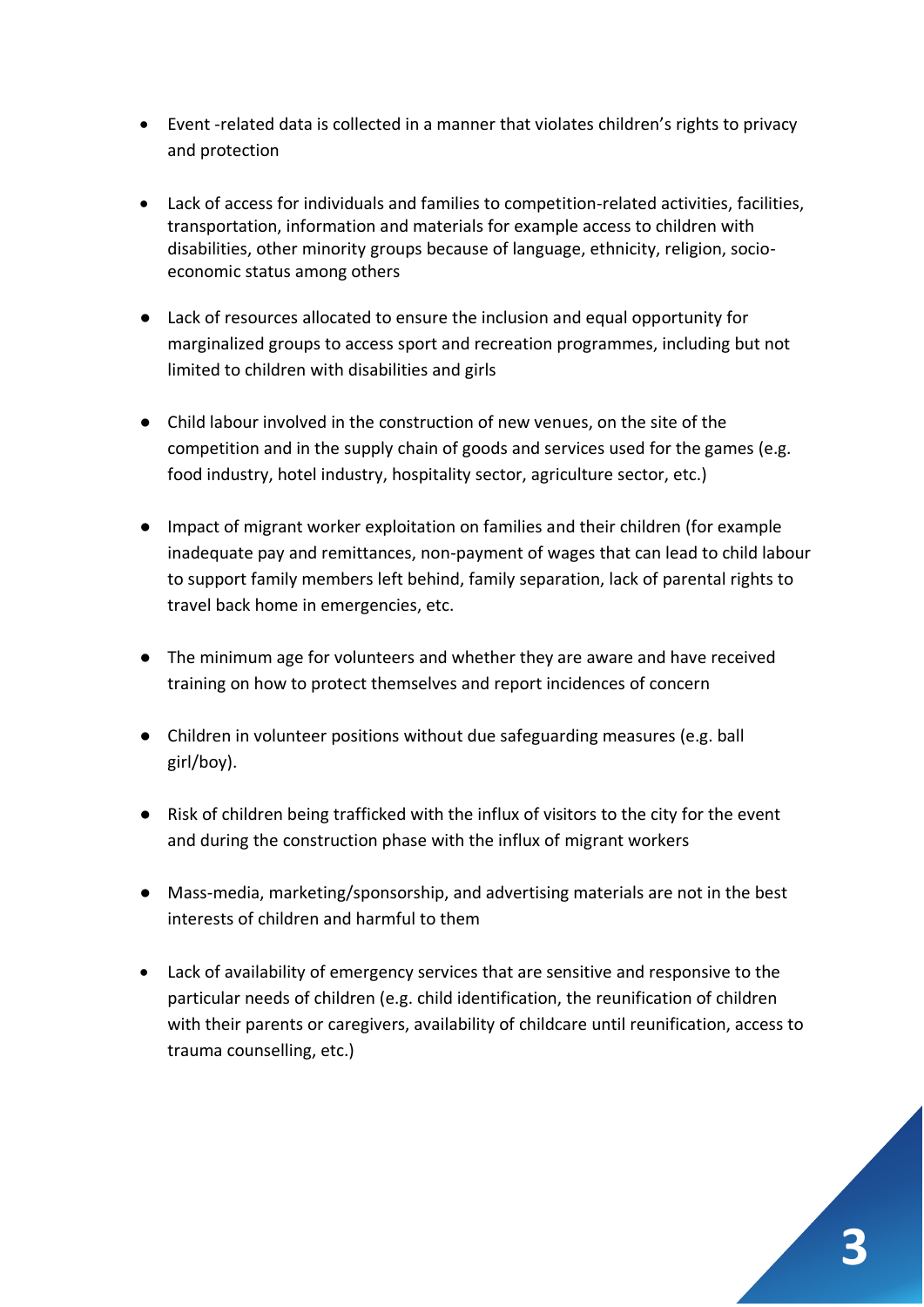- Event -related data is collected in a manner that violates children's rights to privacy and protection
- Lack of access for individuals and families to competition-related activities, facilities, transportation, information and materials for example access to children with disabilities, other minority groups because of language, ethnicity, religion, socio-economic status among others
- Lack of resources allocated to ensure the inclusion and equal opportunity for marginalized groups to access sport and recreation programmes, including but not limited to children with disabilities and girls
- Child labour involved in the construction of new venues, on the site of the competition and in the supply chain of goods and services used for the games (e.g. food industry, hotel industry, hospitality sector, agriculture sector, etc.)
- Impact of migrant worker exploitation on families and their children (for example inadequate pay and remittances, non-payment of wages that can lead to child labour to support family members left behind, family separation, lack of parental rights to travel back home in emergencies, etc.
- The minimum age for volunteers and whether they are aware and have received training on how to protect themselves and report incidences of concern
- Children in volunteer positions without due safeguarding measures (e.g. ball girl/boy).
- Risk of children being trafficked with the influx of visitors to the city for the event and during the construction phase with the influx of migrant workers
- Mass-media, marketing/sponsorship, and advertising materials are not in the best interests of children and harmful to them
- Lack of availability of emergency services that are sensitive and responsive to the particular needs of children (e.g. child identification, the reunification of children with their parents or caregivers, availability of childcare until reunification, access to trauma counselling, etc.)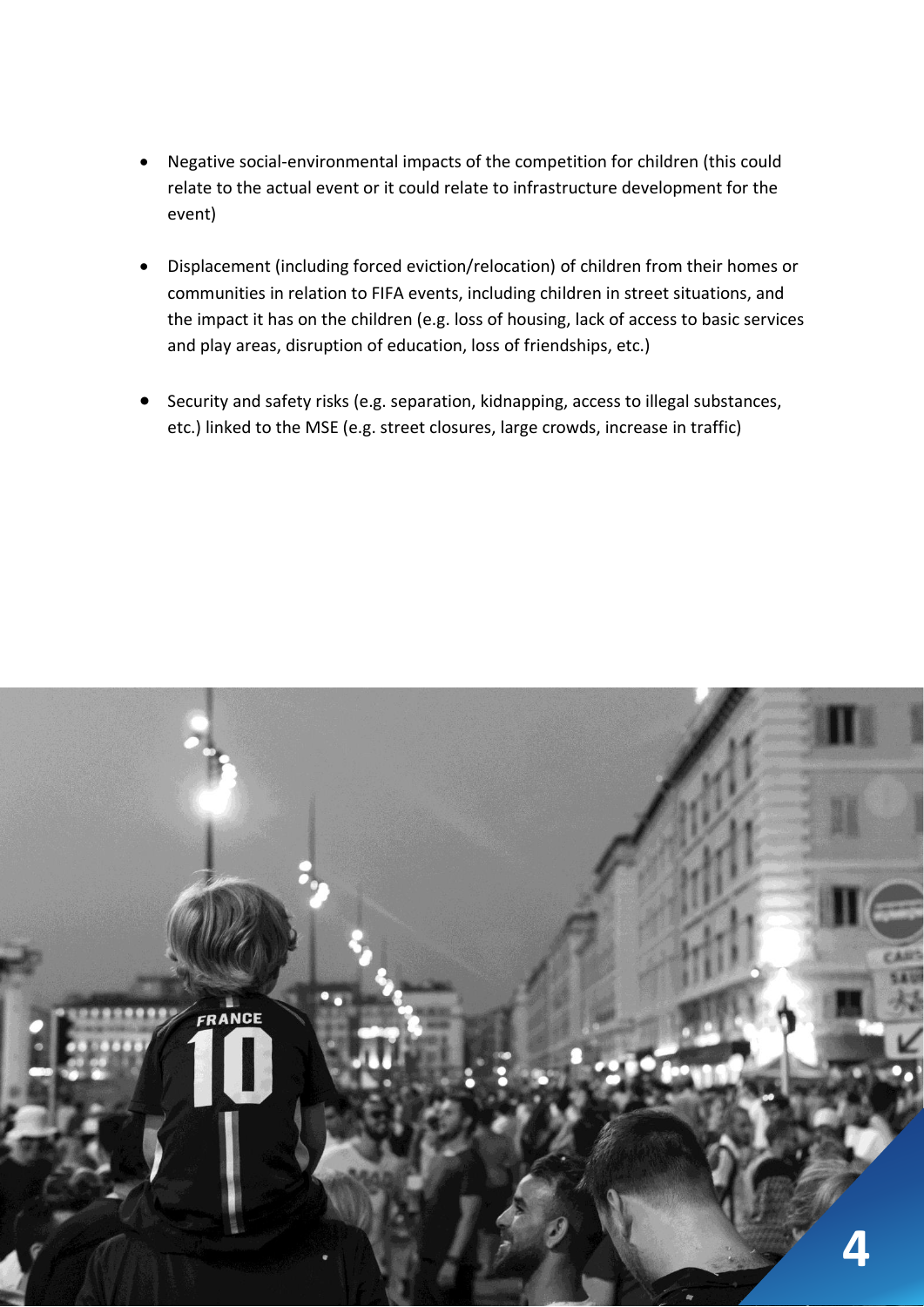- Negative social-environmental impacts of the competition for children (this could relate to the actual event or it could relate to infrastructure development for the event)

- Displacement (including forced eviction/relocation) of children from their homes or communities in relation to FIFA events, including children in street situations, and the impact it has on the children (e.g. loss of housing, lack of access to basic services and play areas, disruption of education, loss of friendships, etc.)

- Security and safety risks (e.g. separation, kidnapping, access to illegal substances, etc.) linked to the MSE (e.g. street closures, large crowds, increase in traffic)